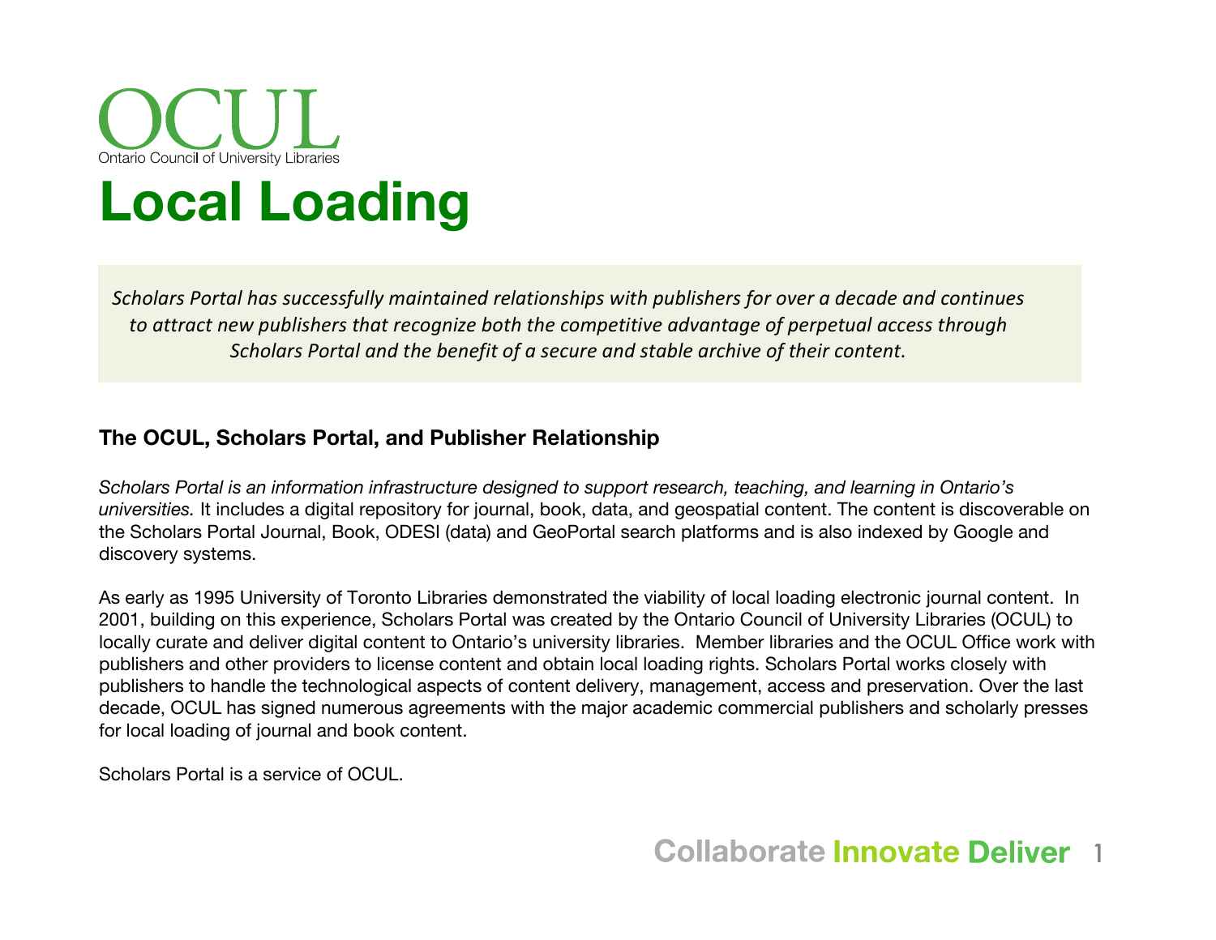OCUL

Ontario Council of University Libraries

# Local Loading

*Scholars Portal has successfully maintained relationships with publishers for over a decade and continues to attract new publishers that recognize both the competitive advantage of perpetual access through Scholars Portal and the benefit of a secure and stable archive of their content.*

## The OCUL, Scholars Portal, and Publisher Relationship

*Scholars Portal is an information infrastructure designed to support research, teaching, and learning in Ontario's universities.* It includes a digital repository for journal, book, data, and geospatial content. The content is discoverable on the Scholars Portal Journal, Book, ODESI (data) and GeoPortal search platforms and is also indexed by Google and discovery systems.

As early as 1995 University of Toronto Libraries demonstrated the viability of local loading electronic journal content. In 2001, building on this experience, Scholars Portal was created by the Ontario Council of University Libraries (OCUL) to locally curate and deliver digital content to Ontario's university libraries. Member libraries and the OCUL Office work with publishers and other providers to license content and obtain local loading rights. Scholars Portal works closely with publishers to handle the technological aspects of content delivery, management, access and preservation. Over the last decade, OCUL has signed numerous agreements with the major academic commercial publishers and scholarly presses for local loading of journal and book content.

Scholars Portal is a service of OCUL.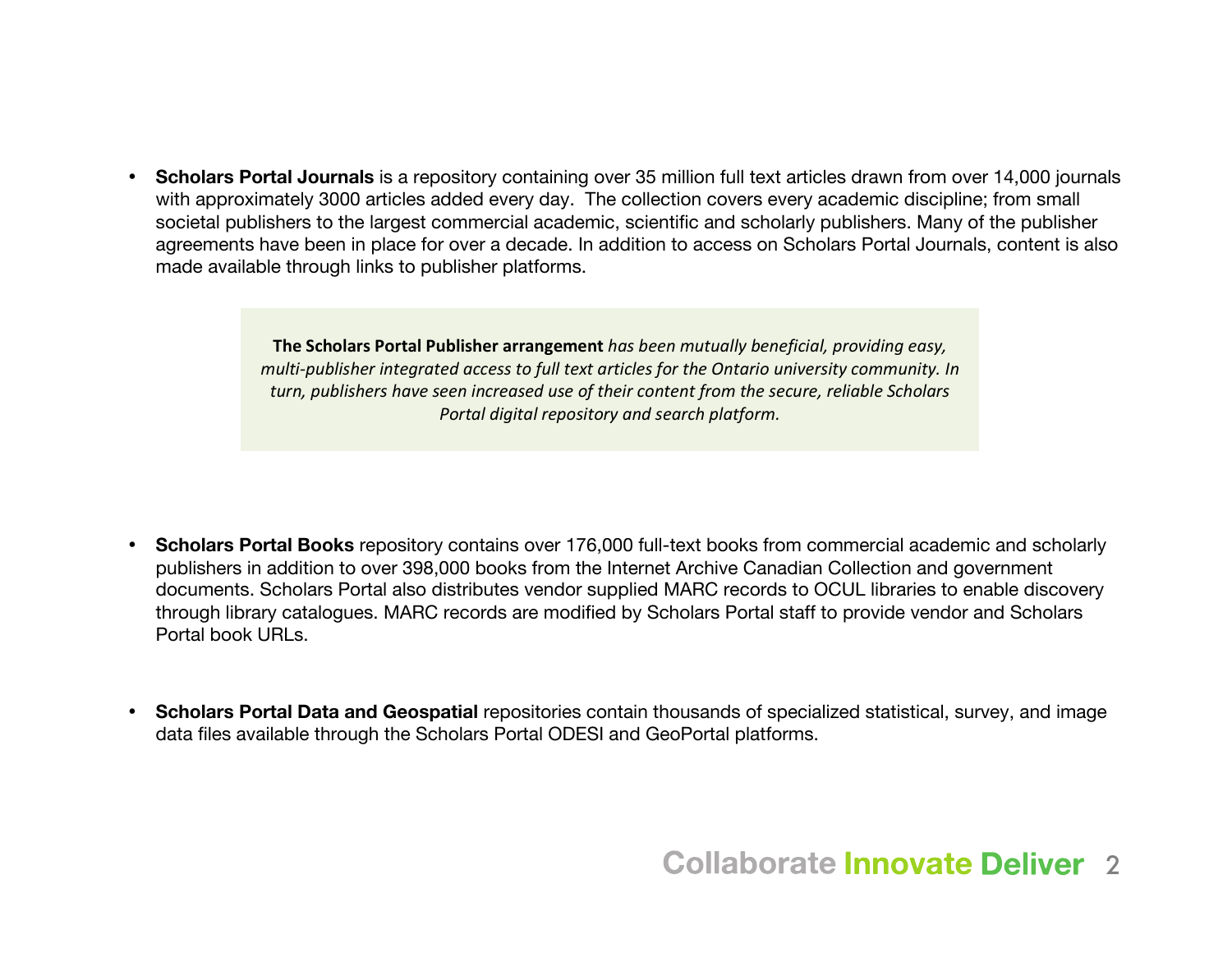- **Scholars Portal Journals** is a repository containing over 35 million full text articles drawn from over 14,000 journals with approximately 3000 articles added every day. The collection covers every academic discipline; from small societal publishers to the largest commercial academic, scientific and scholarly publishers. Many of the publisher agreements have been in place for over a decade. In addition to access on Scholars Portal Journals, content is also made available through links to publisher platforms.

> **The Scholars Portal Publisher arrangement** *has been mutually beneficial, providing easy, multi-publisher integrated access to full text articles for the Ontario university community. In turn, publishers have seen increased use of their content from the secure, reliable Scholars Portal digital repository and search platform.*

- **Scholars Portal Books** repository contains over 176,000 full-text books from commercial academic and scholarly publishers in addition to over 398,000 books from the Internet Archive Canadian Collection and government documents. Scholars Portal also distributes vendor supplied MARC records to OCUL libraries to enable discovery through library catalogues. MARC records are modified by Scholars Portal staff to provide vendor and Scholars Portal book URLs.

- **Scholars Portal Data and Geospatial** repositories contain thousands of specialized statistical, survey, and image data files available through the Scholars Portal ODESI and GeoPortal platforms.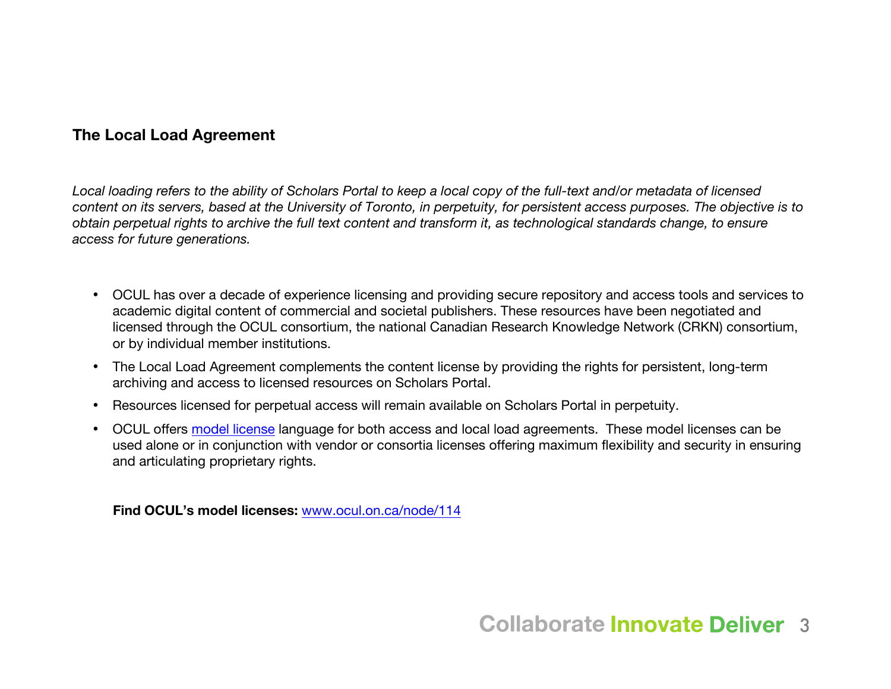## The Local Load Agreement

*Local loading refers to the ability of Scholars Portal to keep a local copy of the full-text and/or metadata of licensed content on its servers, based at the University of Toronto, in perpetuity, for persistent access purposes. The objective is to obtain perpetual rights to archive the full text content and transform it, as technological standards change, to ensure access for future generations.*

- OCUL has over a decade of experience licensing and providing secure repository and access tools and services to academic digital content of commercial and societal publishers. These resources have been negotiated and licensed through the OCUL consortium, the national Canadian Research Knowledge Network (CRKN) consortium, or by individual member institutions.
- The Local Load Agreement complements the content license by providing the rights for persistent, long-term archiving and access to licensed resources on Scholars Portal.
- Resources licensed for perpetual access will remain available on Scholars Portal in perpetuity.
- OCUL offers model license language for both access and local load agreements. These model licenses can be used alone or in conjunction with vendor or consortia licenses offering maximum flexibility and security in ensuring and articulating proprietary rights.

**Find OCUL's model licenses:** www.ocul.on.ca/node/114

Collaborate Innovate Deliver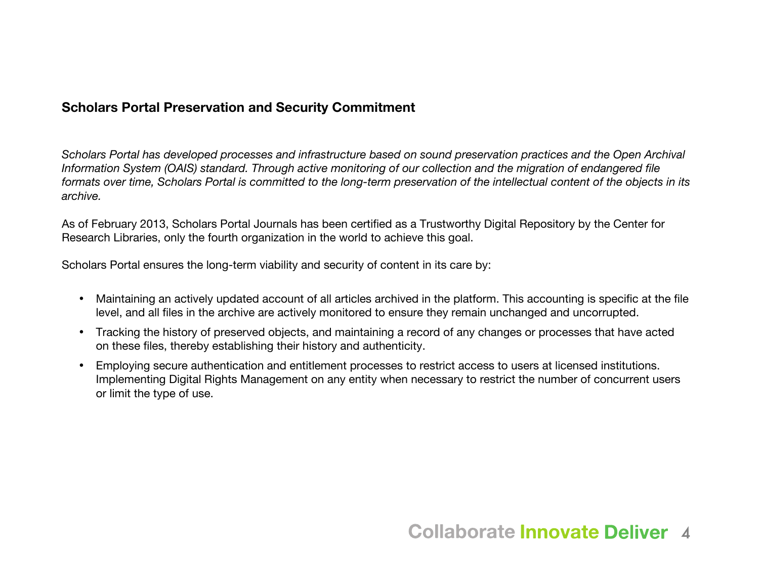## Scholars Portal Preservation and Security Commitment

*Scholars Portal has developed processes and infrastructure based on sound preservation practices and the Open Archival Information System (OAIS) standard. Through active monitoring of our collection and the migration of endangered file formats over time, Scholars Portal is committed to the long-term preservation of the intellectual content of the objects in its archive.*

As of February 2013, Scholars Portal Journals has been certified as a Trustworthy Digital Repository by the Center for Research Libraries, only the fourth organization in the world to achieve this goal.

Scholars Portal ensures the long-term viability and security of content in its care by:

- Maintaining an actively updated account of all articles archived in the platform. This accounting is specific at the file level, and all files in the archive are actively monitored to ensure they remain unchanged and uncorrupted.
- Tracking the history of preserved objects, and maintaining a record of any changes or processes that have acted on these files, thereby establishing their history and authenticity.
- Employing secure authentication and entitlement processes to restrict access to users at licensed institutions. Implementing Digital Rights Management on any entity when necessary to restrict the number of concurrent users or limit the type of use.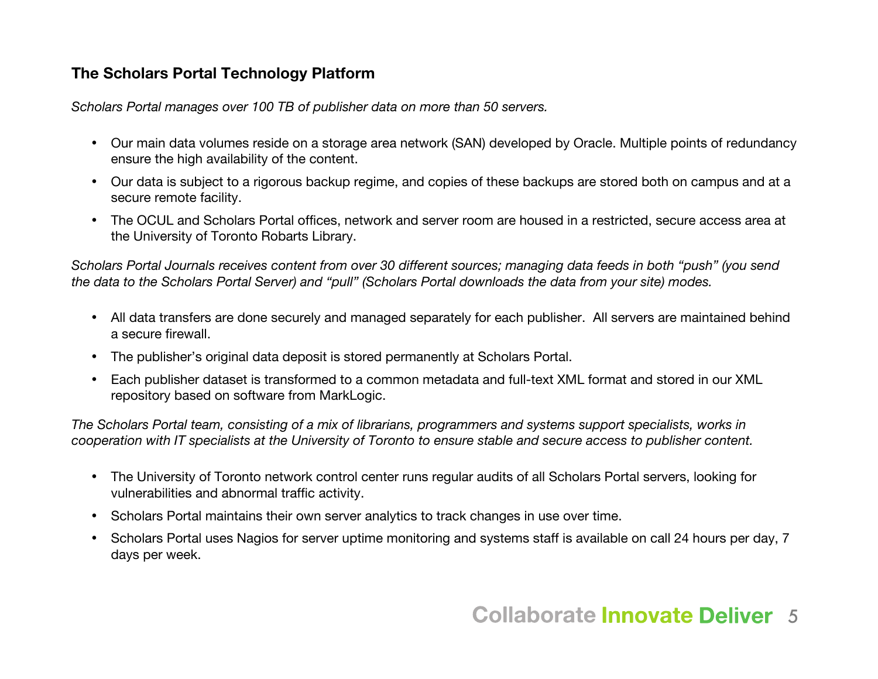## The Scholars Portal Technology Platform

*Scholars Portal manages over 100 TB of publisher data on more than 50 servers.*

- Our main data volumes reside on a storage area network (SAN) developed by Oracle. Multiple points of redundancy ensure the high availability of the content.
- Our data is subject to a rigorous backup regime, and copies of these backups are stored both on campus and at a secure remote facility.
- The OCUL and Scholars Portal offices, network and server room are housed in a restricted, secure access area at the University of Toronto Robarts Library.

*Scholars Portal Journals receives content from over 30 different sources; managing data feeds in both "push" (you send the data to the Scholars Portal Server) and "pull" (Scholars Portal downloads the data from your site) modes.*

- All data transfers are done securely and managed separately for each publisher. All servers are maintained behind a secure firewall.
- The publisher's original data deposit is stored permanently at Scholars Portal.
- Each publisher dataset is transformed to a common metadata and full-text XML format and stored in our XML repository based on software from MarkLogic.

*The Scholars Portal team, consisting of a mix of librarians, programmers and systems support specialists, works in cooperation with IT specialists at the University of Toronto to ensure stable and secure access to publisher content.*

- The University of Toronto network control center runs regular audits of all Scholars Portal servers, looking for vulnerabilities and abnormal traffic activity.
- Scholars Portal maintains their own server analytics to track changes in use over time.
- Scholars Portal uses Nagios for server uptime monitoring and systems staff is available on call 24 hours per day, 7 days per week.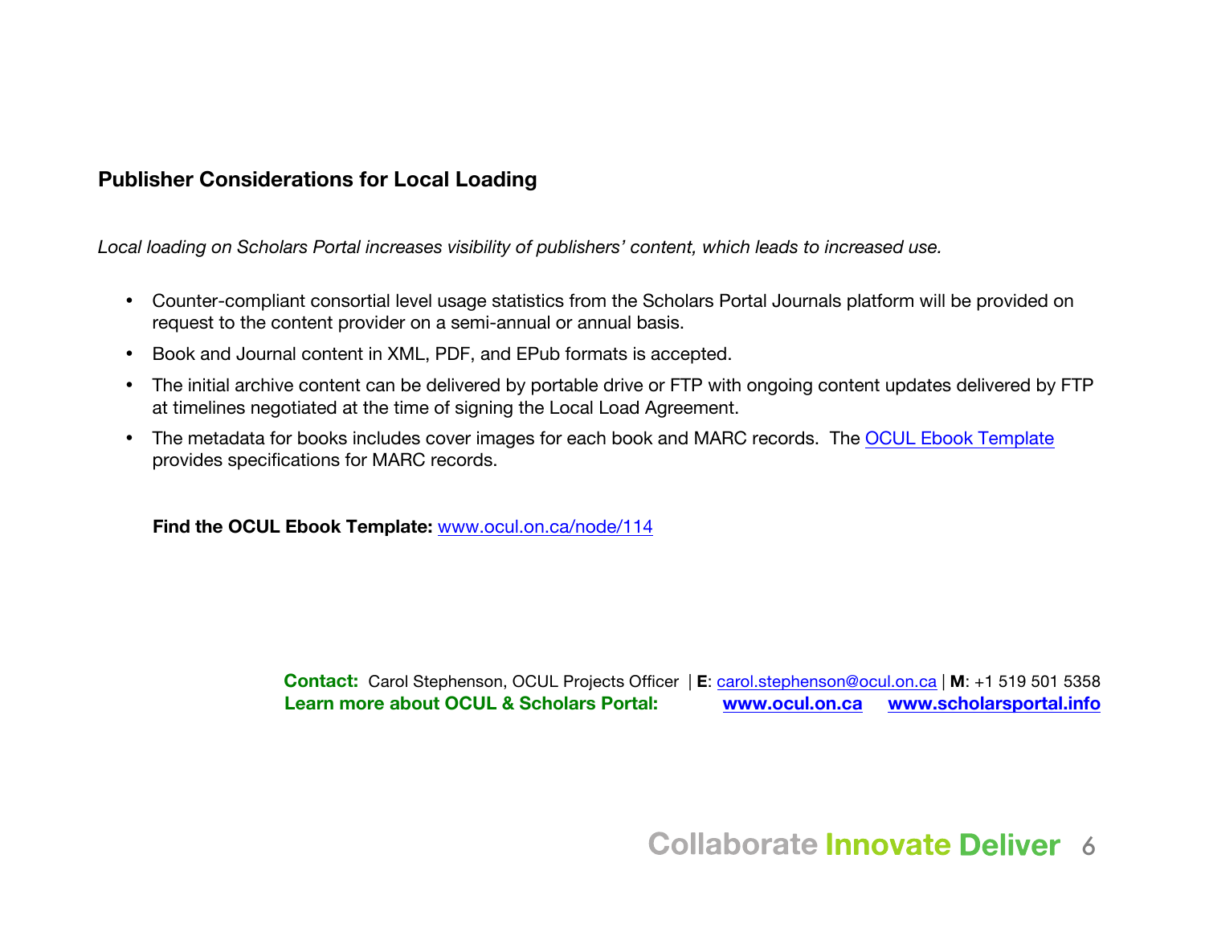## Publisher Considerations for Local Loading

*Local loading on Scholars Portal increases visibility of publishers' content, which leads to increased use.*

- Counter-compliant consortial level usage statistics from the Scholars Portal Journals platform will be provided on request to the content provider on a semi-annual or annual basis.
- Book and Journal content in XML, PDF, and EPub formats is accepted.
- The initial archive content can be delivered by portable drive or FTP with ongoing content updates delivered by FTP at timelines negotiated at the time of signing the Local Load Agreement.
- The metadata for books includes cover images for each book and MARC records. The OCUL Ebook Template provides specifications for MARC records.

**Find the OCUL Ebook Template:** www.ocul.on.ca/node/114

**Contact:** Carol Stephenson, OCUL Projects Officer | **E**: carol.stephenson@ocul.on.ca | **M**: +1 519 501 5358
**Learn more about OCUL & Scholars Portal:** **www.ocul.on.ca** **www.scholarsportal.info**

Collaborate Innovate Deliver